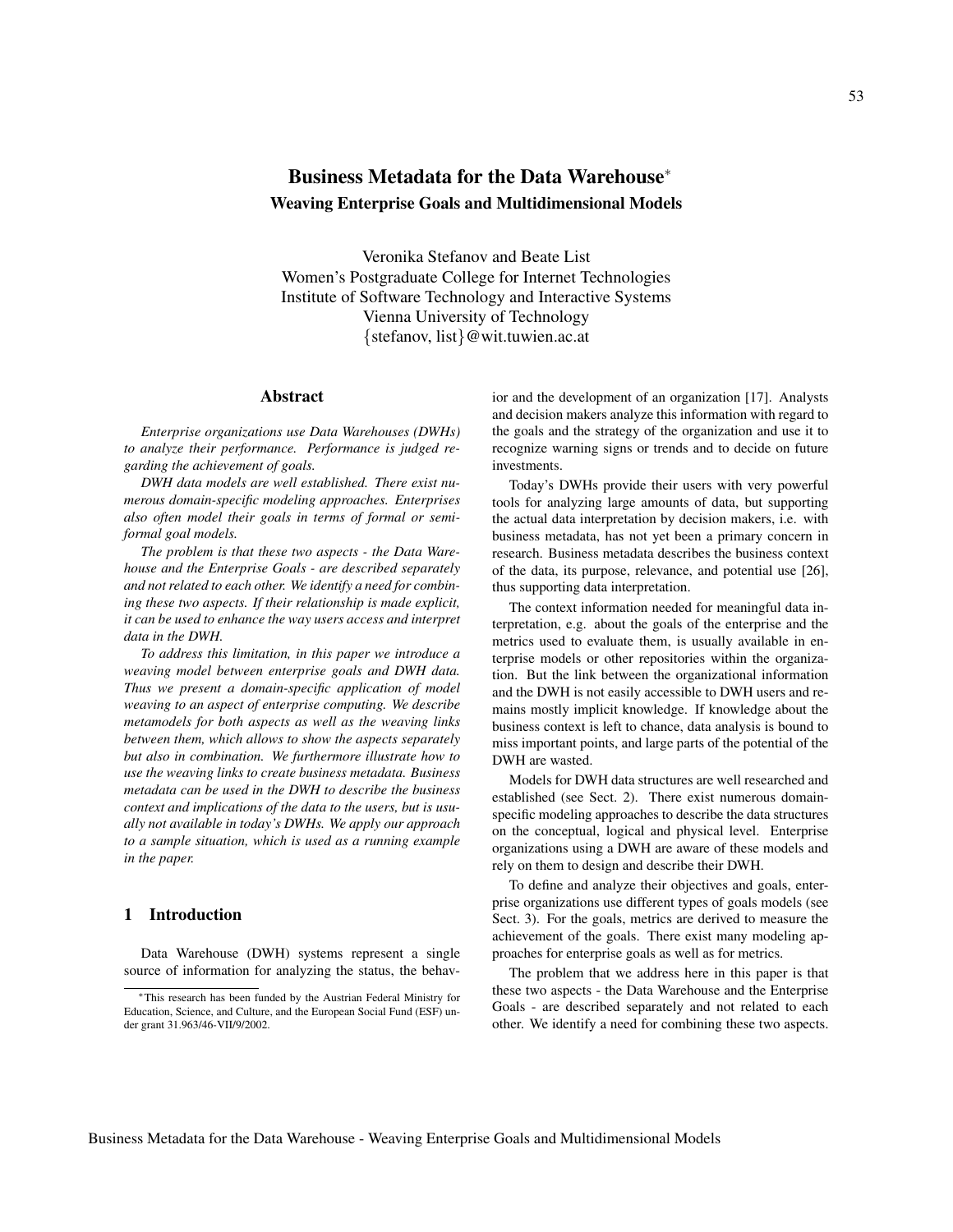# Business Metadata for the Data Warehouse*

## Weaving Enterprise Goals and Multidimensional Models

Veronika Stefanov and Beate List
Women's Postgraduate College for Internet Technologies
Institute of Software Technology and Interactive Systems
Vienna University of Technology
{stefanov, list}@wit.tuwien.ac.at

### Abstract

*Enterprise organizations use Data Warehouses (DWHs) to analyze their performance. Performance is judged regarding the achievement of goals.*

*DWH data models are well established. There exist numerous domain-specific modeling approaches. Enterprises also often model their goals in terms of formal or semi-formal goal models.*

*The problem is that these two aspects - the Data Warehouse and the Enterprise Goals - are described separately and not related to each other. We identify a need for combining these two aspects. If their relationship is made explicit, it can be used to enhance the way users access and interpret data in the DWH.*

*To address this limitation, in this paper we introduce a weaving model between enterprise goals and DWH data. Thus we present a domain-specific application of model weaving to an aspect of enterprise computing. We describe metamodels for both aspects as well as the weaving links between them, which allows to show the aspects separately but also in combination. We furthermore illustrate how to use the weaving links to create business metadata. Business metadata can be used in the DWH to describe the business context and implications of the data to the users, but is usually not available in today's DWHs. We apply our approach to a sample situation, which is used as a running example in the paper.*

## 1 Introduction

Data Warehouse (DWH) systems represent a single source of information for analyzing the status, the behavior and the development of an organization [17]. Analysts and decision makers analyze this information with regard to the goals and the strategy of the organization and use it to recognize warning signs or trends and to decide on future investments.

Today's DWHs provide their users with very powerful tools for analyzing large amounts of data, but supporting the actual data interpretation by decision makers, i.e. with business metadata, has not yet been a primary concern in research. Business metadata describes the business context of the data, its purpose, relevance, and potential use [26], thus supporting data interpretation.

The context information needed for meaningful data interpretation, e.g. about the goals of the enterprise and the metrics used to evaluate them, is usually available in enterprise models or other repositories within the organization. But the link between the organizational information and the DWH is not easily accessible to DWH users and remains mostly implicit knowledge. If knowledge about the business context is left to chance, data analysis is bound to miss important points, and large parts of the potential of the DWH are wasted.

Models for DWH data structures are well researched and established (see Sect. 2). There exist numerous domain-specific modeling approaches to describe the data structures on the conceptual, logical and physical level. Enterprise organizations using a DWH are aware of these models and rely on them to design and describe their DWH.

To define and analyze their objectives and goals, enterprise organizations use different types of goals models (see Sect. 3). For the goals, metrics are derived to measure the achievement of the goals. There exist many modeling approaches for enterprise goals as well as for metrics.

The problem that we address here in this paper is that these two aspects - the Data Warehouse and the Enterprise Goals - are described separately and not related to each other. We identify a need for combining these two aspects.

---

*This research has been funded by the Austrian Federal Ministry for Education, Science, and Culture, and the European Social Fund (ESF) under grant 31.963/46-VII/9/2002.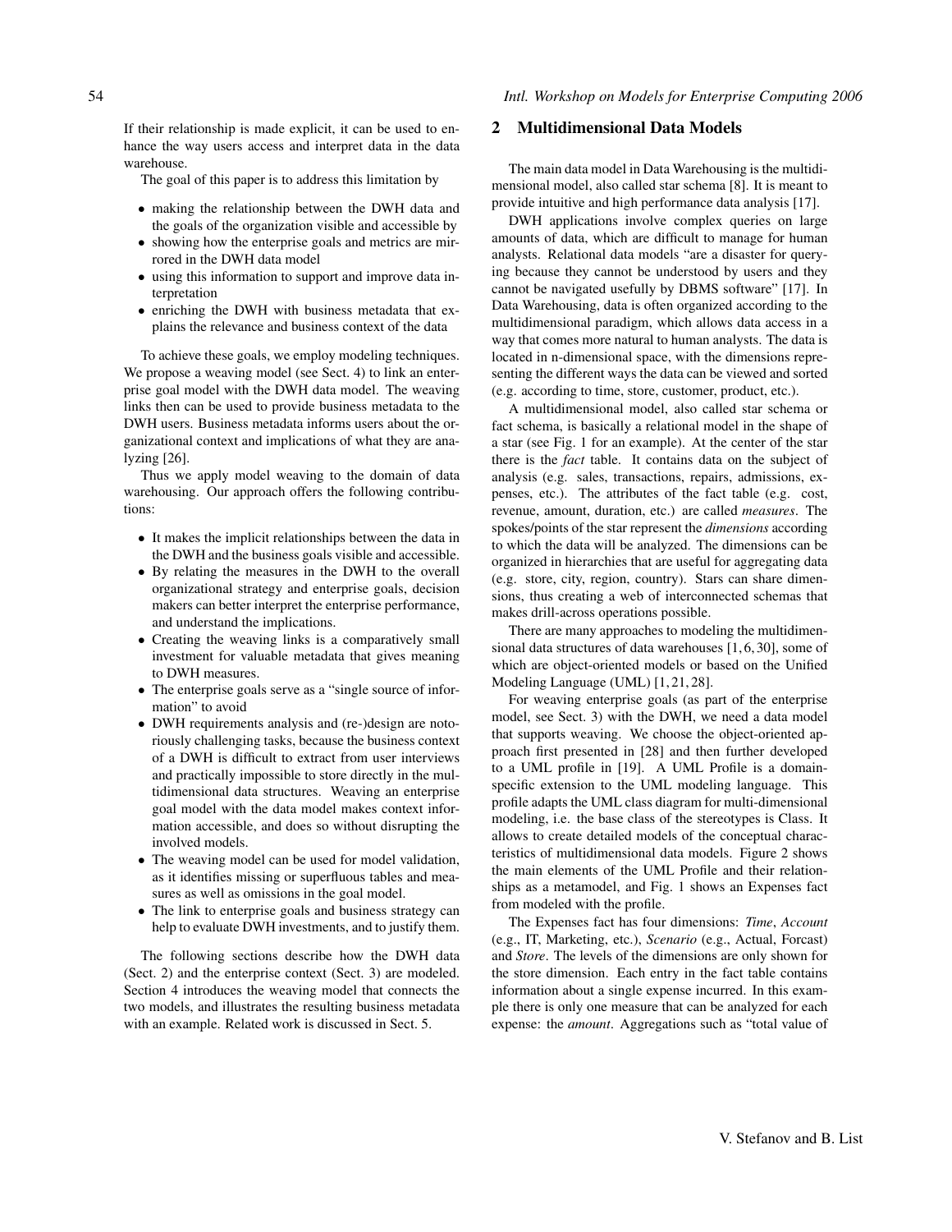If their relationship is made explicit, it can be used to enhance the way users access and interpret data in the data warehouse.

The goal of this paper is to address this limitation by

- making the relationship between the DWH data and the goals of the organization visible and accessible by
- showing how the enterprise goals and metrics are mirrored in the DWH data model
- using this information to support and improve data interpretation
- enriching the DWH with business metadata that explains the relevance and business context of the data

To achieve these goals, we employ modeling techniques. We propose a weaving model (see Sect. 4) to link an enterprise goal model with the DWH data model. The weaving links then can be used to provide business metadata to the DWH users. Business metadata informs users about the organizational context and implications of what they are analyzing [26].

Thus we apply model weaving to the domain of data warehousing. Our approach offers the following contributions:

- It makes the implicit relationships between the data in the DWH and the business goals visible and accessible.
- By relating the measures in the DWH to the overall organizational strategy and enterprise goals, decision makers can better interpret the enterprise performance, and understand the implications.
- Creating the weaving links is a comparatively small investment for valuable metadata that gives meaning to DWH measures.
- The enterprise goals serve as a "single source of information" to avoid
- DWH requirements analysis and (re-)design are notoriously challenging tasks, because the business context of a DWH is difficult to extract from user interviews and practically impossible to store directly in the multidimensional data structures. Weaving an enterprise goal model with the data model makes context information accessible, and does so without disrupting the involved models.
- The weaving model can be used for model validation, as it identifies missing or superfluous tables and measures as well as omissions in the goal model.
- The link to enterprise goals and business strategy can help to evaluate DWH investments, and to justify them.

The following sections describe how the DWH data (Sect. 2) and the enterprise context (Sect. 3) are modeled. Section 4 introduces the weaving model that connects the two models, and illustrates the resulting business metadata with an example. Related work is discussed in Sect. 5.

## 2 Multidimensional Data Models

The main data model in Data Warehousing is the multidimensional model, also called star schema [8]. It is meant to provide intuitive and high performance data analysis [17].

DWH applications involve complex queries on large amounts of data, which are difficult to manage for human analysts. Relational data models "are a disaster for querying because they cannot be understood by users and they cannot be navigated usefully by DBMS software" [17]. In Data Warehousing, data is often organized according to the multidimensional paradigm, which allows data access in a way that comes more natural to human analysts. The data is located in n-dimensional space, with the dimensions representing the different ways the data can be viewed and sorted (e.g. according to time, store, customer, product, etc.).

A multidimensional model, also called star schema or fact schema, is basically a relational model in the shape of a star (see Fig. 1 for an example). At the center of the star there is the *fact* table. It contains data on the subject of analysis (e.g. sales, transactions, repairs, admissions, expenses, etc.). The attributes of the fact table (e.g. cost, revenue, amount, duration, etc.) are called *measures*. The spokes/points of the star represent the *dimensions* according to which the data will be analyzed. The dimensions can be organized in hierarchies that are useful for aggregating data (e.g. store, city, region, country). Stars can share dimensions, thus creating a web of interconnected schemas that makes drill-across operations possible.

There are many approaches to modeling the multidimensional data structures of data warehouses [1, 6, 30], some of which are object-oriented models or based on the Unified Modeling Language (UML) [1, 21, 28].

For weaving enterprise goals (as part of the enterprise model, see Sect. 3) with the DWH, we need a data model that supports weaving. We choose the object-oriented approach first presented in [28] and then further developed to a UML profile in [19]. A UML Profile is a domain-specific extension to the UML modeling language. This profile adapts the UML class diagram for multi-dimensional modeling, i.e. the base class of the stereotypes is Class. It allows to create detailed models of the conceptual characteristics of multidimensional data models. Figure 2 shows the main elements of the UML Profile and their relationships as a metamodel, and Fig. 1 shows an Expenses fact from modeled with the profile.

The Expenses fact has four dimensions: *Time*, *Account* (e.g., IT, Marketing, etc.), *Scenario* (e.g., Actual, Forcast) and *Store*. The levels of the dimensions are only shown for the store dimension. Each entry in the fact table contains information about a single expense incurred. In this example there is only one measure that can be analyzed for each expense: the *amount*. Aggregations such as "total value of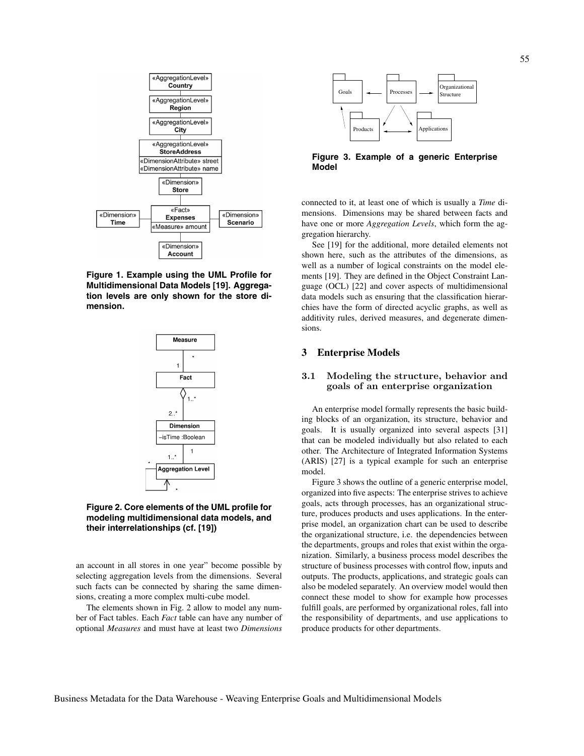Figure 1. Example using the UML Profile for Multidimensional Data Models [19]. Aggregation levels are only shown for the store dimension.

Figure 2. Core elements of the UML profile for modeling multidimensional data models, and their interrelationships (cf. [19])

an account in all stores in one year" become possible by selecting aggregation levels from the dimensions. Several such facts can be connected by sharing the same dimensions, creating a more complex multi-cube model.

The elements shown in Fig. 2 allow to model any number of Fact tables. Each *Fact* table can have any number of optional *Measures* and must have at least two *Dimensions* connected to it, at least one of which is usually a *Time* dimensions. Dimensions may be shared between facts and have one or more *Aggregation Levels*, which form the aggregation hierarchy.

See [19] for the additional, more detailed elements not shown here, such as the attributes of the dimensions, as well as a number of logical constraints on the model elements [19]. They are defined in the Object Constraint Language (OCL) [22] and cover aspects of multidimensional data models such as ensuring that the classification hierarchies have the form of directed acyclic graphs, as well as additivity rules, derived measures, and degenerate dimensions.

Figure 3. Example of a generic Enterprise Model

## 3 Enterprise Models

### 3.1 Modeling the structure, behavior and goals of an enterprise organization

An enterprise model formally represents the basic building blocks of an organization, its structure, behavior and goals. It is usually organized into several aspects [31] that can be modeled individually but also related to each other. The Architecture of Integrated Information Systems (ARIS) [27] is a typical example for such an enterprise model.

Figure 3 shows the outline of a generic enterprise model, organized into five aspects: The enterprise strives to achieve goals, acts through processes, has an organizational structure, produces products and uses applications. In the enterprise model, an organization chart can be used to describe the organizational structure, i.e. the dependencies between the departments, groups and roles that exist within the organization. Similarly, a business process model describes the structure of business processes with control flow, inputs and outputs. The products, applications, and strategic goals can also be modeled separately. An overview model would then connect these model to show for example how processes fulfill goals, are performed by organizational roles, fall into the responsibility of departments, and use applications to produce products for other departments.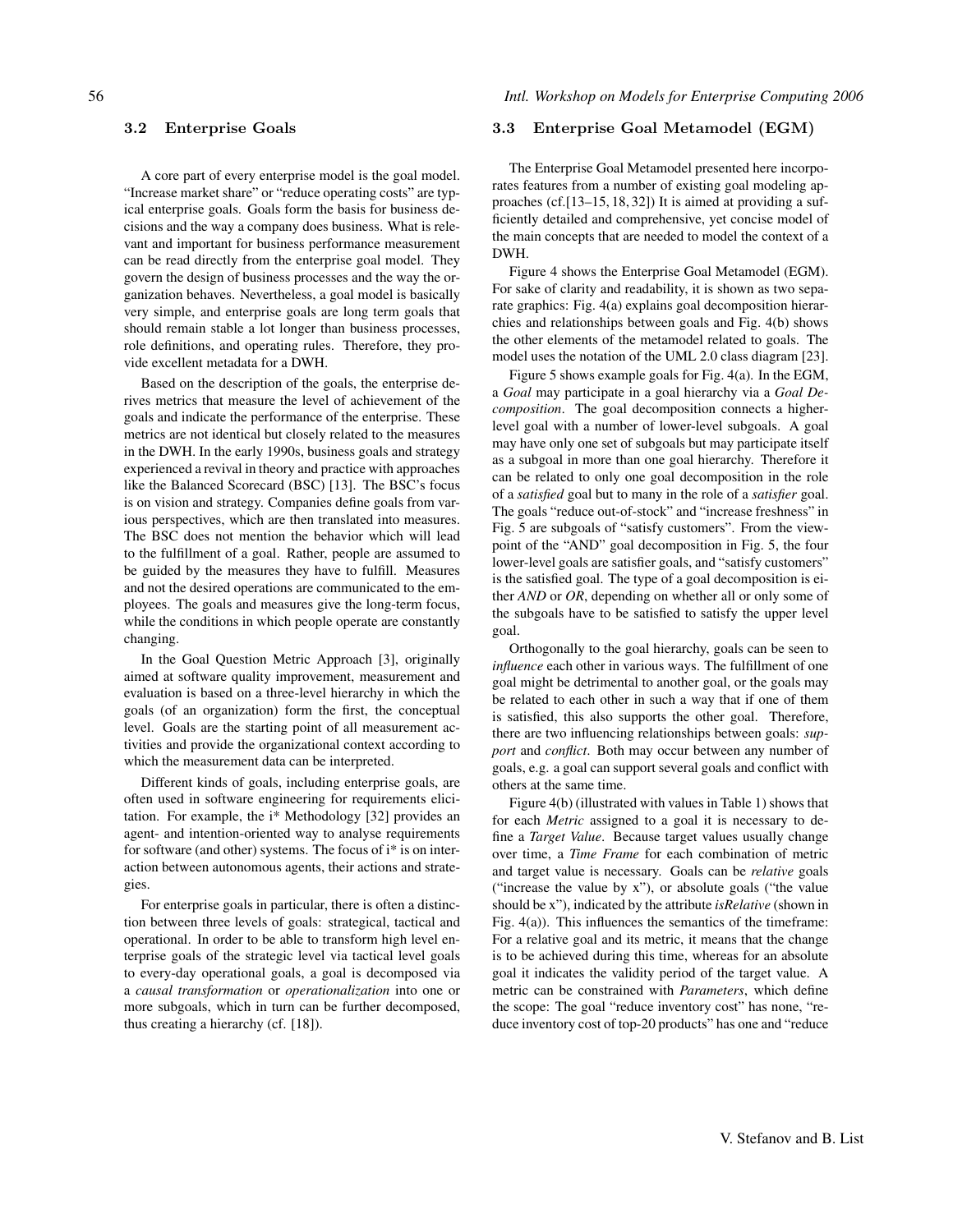### 3.2 Enterprise Goals

A core part of every enterprise model is the goal model. "Increase market share" or "reduce operating costs" are typical enterprise goals. Goals form the basis for business decisions and the way a company does business. What is relevant and important for business performance measurement can be read directly from the enterprise goal model. They govern the design of business processes and the way the organization behaves. Nevertheless, a goal model is basically very simple, and enterprise goals are long term goals that should remain stable a lot longer than business processes, role definitions, and operating rules. Therefore, they provide excellent metadata for a DWH.

Based on the description of the goals, the enterprise derives metrics that measure the level of achievement of the goals and indicate the performance of the enterprise. These metrics are not identical but closely related to the measures in the DWH. In the early 1990s, business goals and strategy experienced a revival in theory and practice with approaches like the Balanced Scorecard (BSC) [13]. The BSC's focus is on vision and strategy. Companies define goals from various perspectives, which are then translated into measures. The BSC does not mention the behavior which will lead to the fulfillment of a goal. Rather, people are assumed to be guided by the measures they have to fulfill. Measures and not the desired operations are communicated to the employees. The goals and measures give the long-term focus, while the conditions in which people operate are constantly changing.

In the Goal Question Metric Approach [3], originally aimed at software quality improvement, measurement and evaluation is based on a three-level hierarchy in which the goals (of an organization) form the first, the conceptual level. Goals are the starting point of all measurement activities and provide the organizational context according to which the measurement data can be interpreted.

Different kinds of goals, including enterprise goals, are often used in software engineering for requirements elicitation. For example, the i* Methodology [32] provides an agent- and intention-oriented way to analyse requirements for software (and other) systems. The focus of i* is on interaction between autonomous agents, their actions and strategies.

For enterprise goals in particular, there is often a distinction between three levels of goals: strategical, tactical and operational. In order to be able to transform high level enterprise goals of the strategic level via tactical level goals to every-day operational goals, a goal is decomposed via a *causal transformation* or *operationalization* into one or more subgoals, which in turn can be further decomposed, thus creating a hierarchy (cf. [18]).

### 3.3 Enterprise Goal Metamodel (EGM)

The Enterprise Goal Metamodel presented here incorporates features from a number of existing goal modeling approaches (cf.[13–15, 18, 32]) It is aimed at providing a sufficiently detailed and comprehensive, yet concise model of the main concepts that are needed to model the context of a DWH.

Figure 4 shows the Enterprise Goal Metamodel (EGM). For sake of clarity and readability, it is shown as two separate graphics: Fig. 4(a) explains goal decomposition hierarchies and relationships between goals and Fig. 4(b) shows the other elements of the metamodel related to goals. The model uses the notation of the UML 2.0 class diagram [23].

Figure 5 shows example goals for Fig. 4(a). In the EGM, a *Goal* may participate in a goal hierarchy via a *Goal Decomposition*. The goal decomposition connects a higher-level goal with a number of lower-level subgoals. A goal may have only one set of subgoals but may participate itself as a subgoal in more than one goal hierarchy. Therefore it can be related to only one goal decomposition in the role of a *satisfied* goal but to many in the role of a *satisfier* goal. The goals "reduce out-of-stock" and "increase freshness" in Fig. 5 are subgoals of "satisfy customers". From the viewpoint of the "AND" goal decomposition in Fig. 5, the four lower-level goals are satisfier goals, and "satisfy customers" is the satisfied goal. The type of a goal decomposition is either *AND* or *OR*, depending on whether all or only some of the subgoals have to be satisfied to satisfy the upper level goal.

Orthogonally to the goal hierarchy, goals can be seen to *influence* each other in various ways. The fulfillment of one goal might be detrimental to another goal, or the goals may be related to each other in such a way that if one of them is satisfied, this also supports the other goal. Therefore, there are two influencing relationships between goals: *support* and *conflict*. Both may occur between any number of goals, e.g. a goal can support several goals and conflict with others at the same time.

Figure 4(b) (illustrated with values in Table 1) shows that for each *Metric* assigned to a goal it is necessary to define a *Target Value*. Because target values usually change over time, a *Time Frame* for each combination of metric and target value is necessary. Goals can be *relative* goals ("increase the value by x"), or absolute goals ("the value should be x"), indicated by the attribute *isRelative* (shown in Fig. 4(a)). This influences the semantics of the timeframe: For a relative goal and its metric, it means that the change is to be achieved during this time, whereas for an absolute goal it indicates the validity period of the target value. A metric can be constrained with *Parameters*, which define the scope: The goal "reduce inventory cost" has none, "reduce inventory cost of top-20 products" has one and "reduce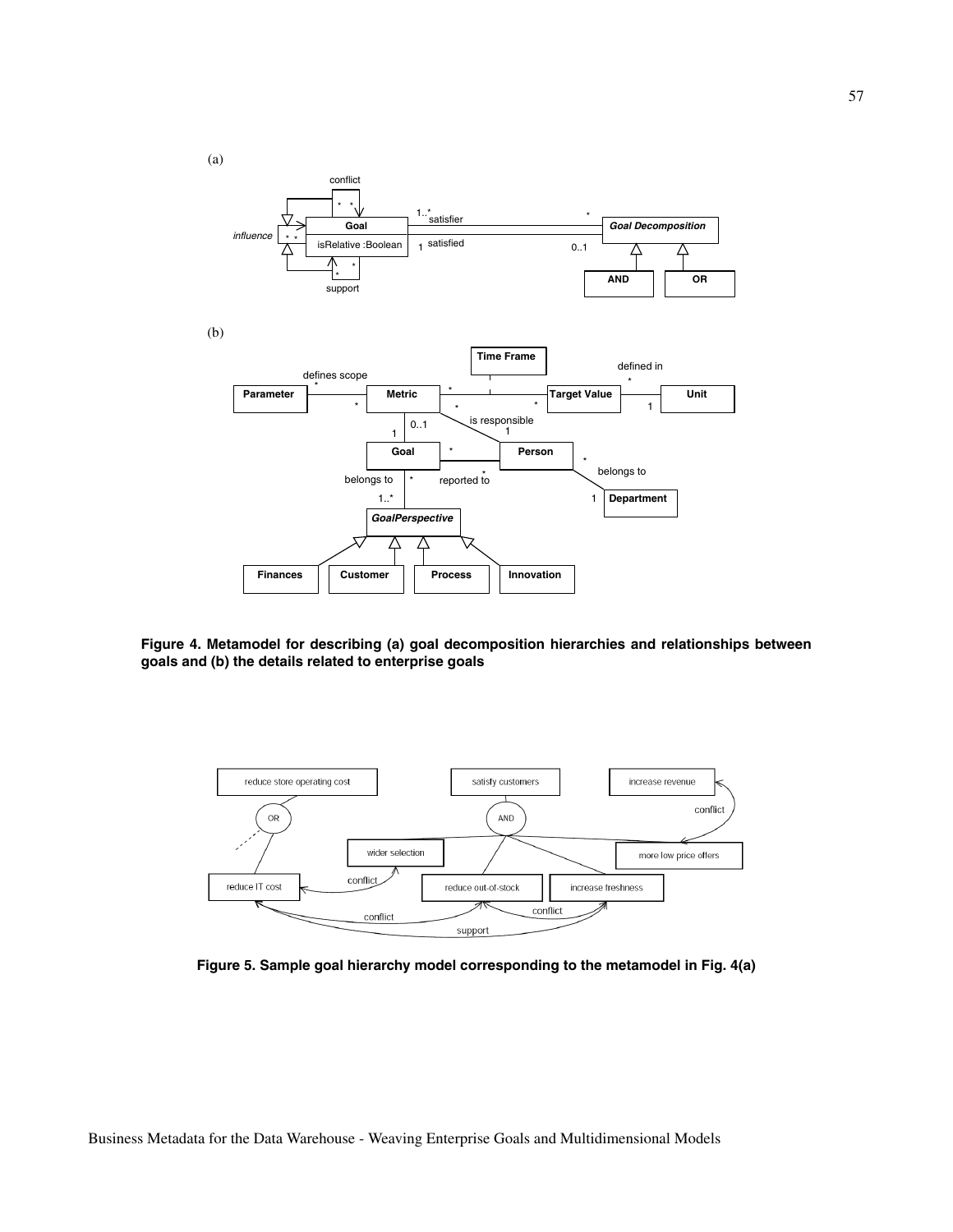**Figure 4. Metamodel for describing (a) goal decomposition hierarchies and relationships between goals and (b) the details related to enterprise goals**

**Figure 5. Sample goal hierarchy model corresponding to the metamodel in Fig. 4(a)**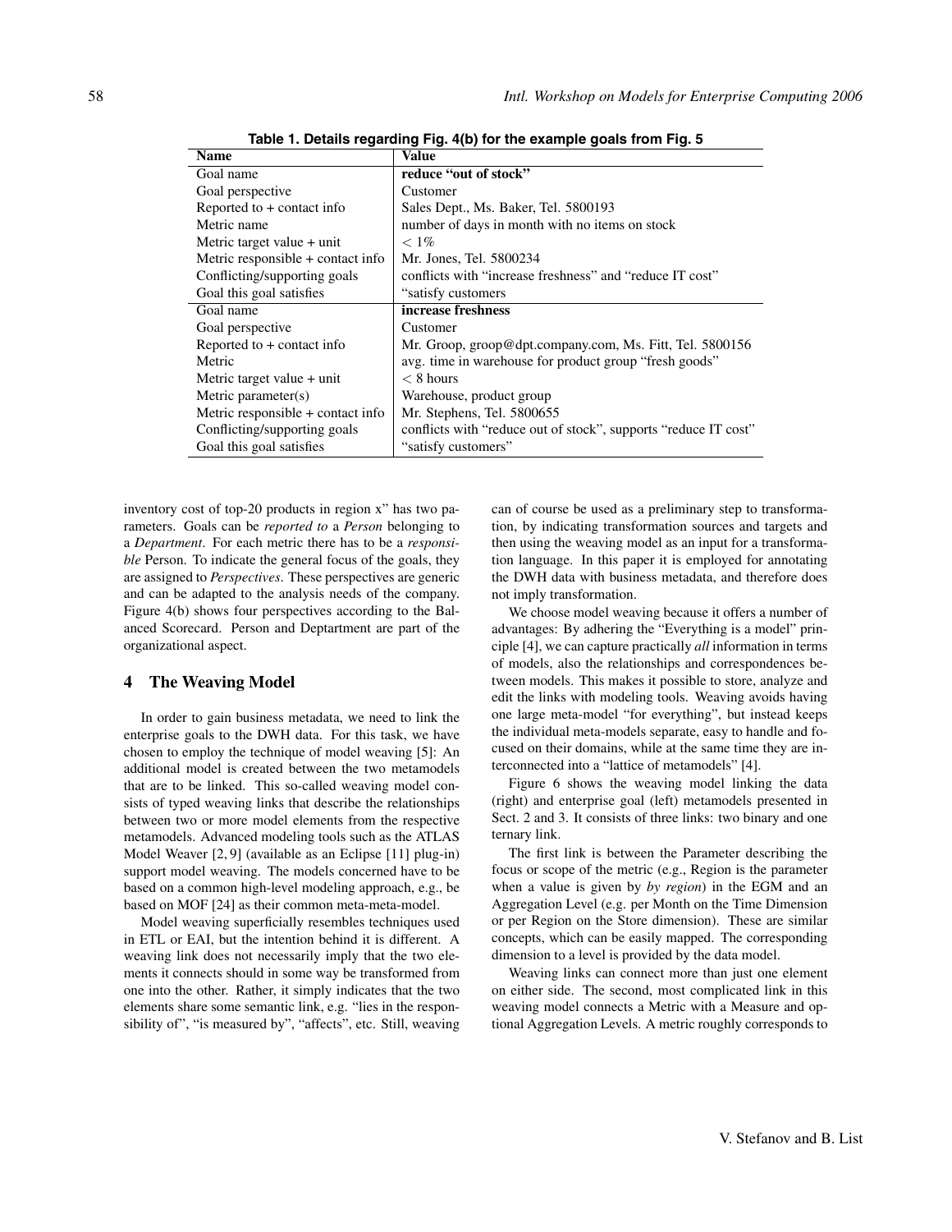**Table 1. Details regarding Fig. 4(b) for the example goals from Fig. 5**

| Name | Value |
|---|---|
| Goal name | **reduce "out of stock"** |
| Goal perspective | Customer |
| Reported to + contact info | Sales Dept., Ms. Baker, Tel. 5800193 |
| Metric name | number of days in month with no items on stock |
| Metric target value + unit | $< 1\%$ |
| Metric responsible + contact info | Mr. Jones, Tel. 5800234 |
| Conflicting/supporting goals | conflicts with "increase freshness" and "reduce IT cost" |
| Goal this goal satisfies | "satisfy customers |
| Goal name | **increase freshness** |
| Goal perspective | Customer |
| Reported to + contact info | Mr. Groop, groop@dpt.company.com, Ms. Fitt, Tel. 5800156 |
| Metric | avg. time in warehouse for product group "fresh goods" |
| Metric target value + unit | $< 8$ hours |
| Metric parameter(s) | Warehouse, product group |
| Metric responsible + contact info | Mr. Stephens, Tel. 5800655 |
| Conflicting/supporting goals | conflicts with "reduce out of stock", supports "reduce IT cost" |
| Goal this goal satisfies | "satisfy customers" |

inventory cost of top-20 products in region x" has two parameters. Goals can be *reported to* a *Person* belonging to a *Department*. For each metric there has to be a *responsible* Person. To indicate the general focus of the goals, they are assigned to *Perspectives*. These perspectives are generic and can be adapted to the analysis needs of the company. Figure 4(b) shows four perspectives according to the Balanced Scorecard. Person and Deptartment are part of the organizational aspect.

## 4 The Weaving Model

In order to gain business metadata, we need to link the enterprise goals to the DWH data. For this task, we have chosen to employ the technique of model weaving [5]: An additional model is created between the two metamodels that are to be linked. This so-called weaving model consists of typed weaving links that describe the relationships between two or more model elements from the respective metamodels. Advanced modeling tools such as the ATLAS Model Weaver [2, 9] (available as an Eclipse [11] plug-in) support model weaving. The models concerned have to be based on a common high-level modeling approach, e.g., be based on MOF [24] as their common meta-meta-model.

Model weaving superficially resembles techniques used in ETL or EAI, but the intention behind it is different. A weaving link does not necessarily imply that the two elements it connects should in some way be transformed from one into the other. Rather, it simply indicates that the two elements share some semantic link, e.g. "lies in the responsibility of", "is measured by", "affects", etc. Still, weaving can of course be used as a preliminary step to transformation, by indicating transformation sources and targets and then using the weaving model as an input for a transformation language. In this paper it is employed for annotating the DWH data with business metadata, and therefore does not imply transformation.

We choose model weaving because it offers a number of advantages: By adhering the "Everything is a model" principle [4], we can capture practically *all* information in terms of models, also the relationships and correspondences between models. This makes it possible to store, analyze and edit the links with modeling tools. Weaving avoids having one large meta-model "for everything", but instead keeps the individual meta-models separate, easy to handle and focused on their domains, while at the same time they are interconnected into a "lattice of metamodels" [4].

Figure 6 shows the weaving model linking the data (right) and enterprise goal (left) metamodels presented in Sect. 2 and 3. It consists of three links: two binary and one ternary link.

The first link is between the Parameter describing the focus or scope of the metric (e.g., Region is the parameter when a value is given by *by region*) in the EGM and an Aggregation Level (e.g. per Month on the Time Dimension or per Region on the Store dimension). These are similar concepts, which can be easily mapped. The corresponding dimension to a level is provided by the data model.

Weaving links can connect more than just one element on either side. The second, most complicated link in this weaving model connects a Metric with a Measure and optional Aggregation Levels. A metric roughly corresponds to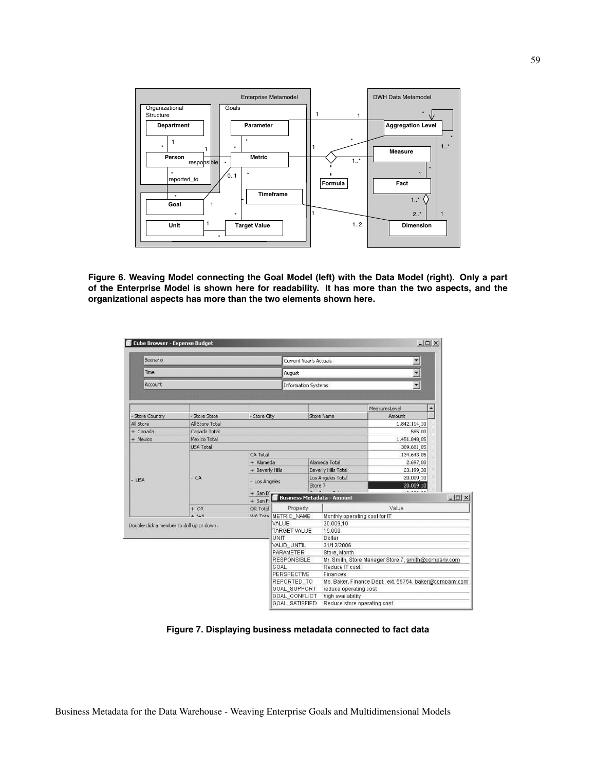**Figure 6. Weaving Model connecting the Goal Model (left) with the Data Model (right). Only a part of the Enterprise Model is shown here for readability. It has more than the two aspects, and the organizational aspects has more than the two elements shown here.**

**Figure 7. Displaying business metadata connected to fact data**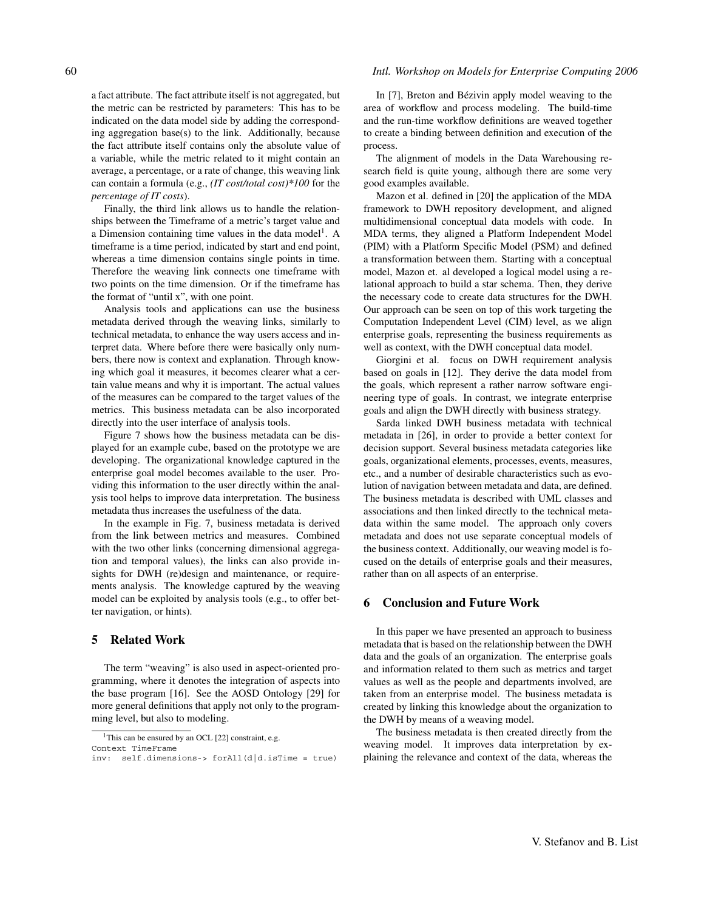a fact attribute. The fact attribute itself is not aggregated, but the metric can be restricted by parameters: This has to be indicated on the data model side by adding the corresponding aggregation base(s) to the link. Additionally, because the fact attribute itself contains only the absolute value of a variable, while the metric related to it might contain an average, a percentage, or a rate of change, this weaving link can contain a formula (e.g., *(IT cost/total cost)*100* for the *percentage of IT costs*).

Finally, the third link allows us to handle the relationships between the Timeframe of a metric's target value and a Dimension containing time values in the data model[1]. A timeframe is a time period, indicated by start and end point, whereas a time dimension contains single points in time. Therefore the weaving link connects one timeframe with two points on the time dimension. Or if the timeframe has the format of "until x", with one point.

Analysis tools and applications can use the business metadata derived through the weaving links, similarly to technical metadata, to enhance the way users access and interpret data. Where before there were basically only numbers, there now is context and explanation. Through knowing which goal it measures, it becomes clearer what a certain value means and why it is important. The actual values of the measures can be compared to the target values of the metrics. This business metadata can be also incorporated directly into the user interface of analysis tools.

Figure 7 shows how the business metadata can be displayed for an example cube, based on the prototype we are developing. The organizational knowledge captured in the enterprise goal model becomes available to the user. Providing this information to the user directly within the analysis tool helps to improve data interpretation. The business metadata thus increases the usefulness of the data.

In the example in Fig. 7, business metadata is derived from the link between metrics and measures. Combined with the two other links (concerning dimensional aggregation and temporal values), the links can also provide insights for DWH (re)design and maintenance, or requirements analysis. The knowledge captured by the weaving model can be exploited by analysis tools (e.g., to offer better navigation, or hints).

## 5 Related Work

The term "weaving" is also used in aspect-oriented programming, where it denotes the integration of aspects into the base program [16]. See the AOSD Ontology [29] for more general definitions that apply not only to the programming level, but also to modeling.

In [7], Breton and Bézivin apply model weaving to the area of workflow and process modeling. The build-time and the run-time workflow definitions are weaved together to create a binding between definition and execution of the process.

The alignment of models in the Data Warehousing research field is quite young, although there are some very good examples available.

Mazon et al. defined in [20] the application of the MDA framework to DWH repository development, and aligned multidimensional conceptual data models with code. In MDA terms, they aligned a Platform Independent Model (PIM) with a Platform Specific Model (PSM) and defined a transformation between them. Starting with a conceptual model, Mazon et. al developed a logical model using a relational approach to build a star schema. Then, they derive the necessary code to create data structures for the DWH. Our approach can be seen on top of this work targeting the Computation Independent Level (CIM) level, as we align enterprise goals, representing the business requirements as well as context, with the DWH conceptual data model.

Giorgini et al. focus on DWH requirement analysis based on goals in [12]. They derive the data model from the goals, which represent a rather narrow software engineering type of goals. In contrast, we integrate enterprise goals and align the DWH directly with business strategy.

Sarda linked DWH business metadata with technical metadata in [26], in order to provide a better context for decision support. Several business metadata categories like goals, organizational elements, processes, events, measures, etc., and a number of desirable characteristics such as evolution of navigation between metadata and data, are defined. The business metadata is described with UML classes and associations and then linked directly to the technical metadata within the same model. The approach only covers metadata and does not use separate conceptual models of the business context. Additionally, our weaving model is focused on the details of enterprise goals and their measures, rather than on all aspects of an enterprise.

## 6 Conclusion and Future Work

In this paper we have presented an approach to business metadata that is based on the relationship between the DWH data and the goals of an organization. The enterprise goals and information related to them such as metrics and target values as well as the people and departments involved, are taken from an enterprise model. The business metadata is created by linking this knowledge about the organization to the DWH by means of a weaving model.

The business metadata is then created directly from the weaving model. It improves data interpretation by explaining the relevance and context of the data, whereas the

[1] This can be ensured by an OCL [22] constraint, e.g.

```
Context TimeFrame
inv:  self.dimensions-> forAll(d|d.isTime = true)
```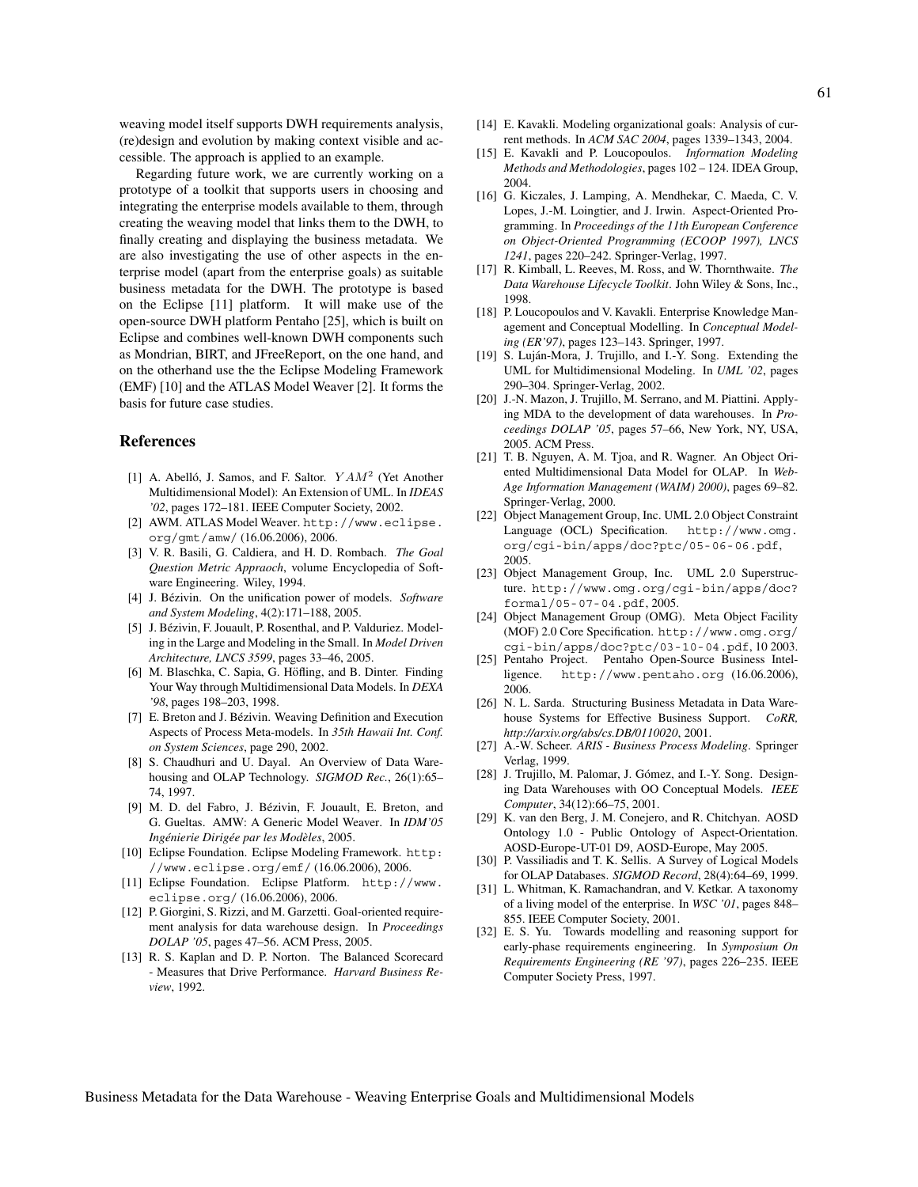weaving model itself supports DWH requirements analysis, (re)design and evolution by making context visible and accessible. The approach is applied to an example.

Regarding future work, we are currently working on a prototype of a toolkit that supports users in choosing and integrating the enterprise models available to them, through creating the weaving model that links them to the DWH, to finally creating and displaying the business metadata. We are also investigating the use of other aspects in the enterprise model (apart from the enterprise goals) as suitable business metadata for the DWH. The prototype is based on the Eclipse [11] platform. It will make use of the open-source DWH platform Pentaho [25], which is built on Eclipse and combines well-known DWH components such as Mondrian, BIRT, and JFreeReport, on the one hand, and on the otherhand use the the Eclipse Modeling Framework (EMF) [10] and the ATLAS Model Weaver [2]. It forms the basis for future case studies.

## References

[1] A. Abelló, J. Samos, and F. Saltor. $YAM^2$ (Yet Another Multidimensional Model): An Extension of UML. In *IDEAS '02*, pages 172–181. IEEE Computer Society, 2002.

[2] AWM. ATLAS Model Weaver. http://www.eclipse.org/gmt/amw/ (16.06.2006), 2006.

[3] V. R. Basili, G. Caldiera, and H. D. Rombach. *The Goal Question Metric Appraoch*, volume Encyclopedia of Software Engineering. Wiley, 1994.

[4] J. Bézivin. On the unification power of models. *Software and System Modeling*, 4(2):171–188, 2005.

[5] J. Bézivin, F. Jouault, P. Rosenthal, and P. Valduriez. Modeling in the Large and Modeling in the Small. In *Model Driven Architecture, LNCS 3599*, pages 33–46, 2005.

[6] M. Blaschka, C. Sapia, G. Höfling, and B. Dinter. Finding Your Way through Multidimensional Data Models. In *DEXA '98*, pages 198–203, 1998.

[7] E. Breton and J. Bézivin. Weaving Definition and Execution Aspects of Process Meta-models. In *35th Hawaii Int. Conf. on System Sciences*, page 290, 2002.

[8] S. Chaudhuri and U. Dayal. An Overview of Data Warehousing and OLAP Technology. *SIGMOD Rec.*, 26(1):65–74, 1997.

[9] M. D. del Fabro, J. Bézivin, F. Jouault, E. Breton, and G. Gueltas. AMW: A Generic Model Weaver. In *IDM'05 Ingénierie Dirigée par les Modèles*, 2005.

[10] Eclipse Foundation. Eclipse Modeling Framework. http://www.eclipse.org/emf/ (16.06.2006), 2006.

[11] Eclipse Foundation. Eclipse Platform. http://www.eclipse.org/ (16.06.2006), 2006.

[12] P. Giorgini, S. Rizzi, and M. Garzetti. Goal-oriented requirement analysis for data warehouse design. In *Proceedings DOLAP '05*, pages 47–56. ACM Press, 2005.

[13] R. S. Kaplan and D. P. Norton. The Balanced Scorecard - Measures that Drive Performance. *Harvard Business Review*, 1992.

[14] E. Kavakli. Modeling organizational goals: Analysis of current methods. In *ACM SAC 2004*, pages 1339–1343, 2004.

[15] E. Kavakli and P. Loucopoulos. *Information Modeling Methods and Methodologies*, pages 102 – 124. IDEA Group, 2004.

[16] G. Kiczales, J. Lamping, A. Mendhekar, C. Maeda, C. V. Lopes, J.-M. Loingtier, and J. Irwin. Aspect-Oriented Programming. In *Proceedings of the 11th European Conference on Object-Oriented Programming (ECOOP 1997), LNCS 1241*, pages 220–242. Springer-Verlag, 1997.

[17] R. Kimball, L. Reeves, M. Ross, and W. Thornthwaite. *The Data Warehouse Lifecycle Toolkit*. John Wiley & Sons, Inc., 1998.

[18] P. Loucopoulos and V. Kavakli. Enterprise Knowledge Management and Conceptual Modelling. In *Conceptual Modeling (ER'97)*, pages 123–143. Springer, 1997.

[19] S. Luján-Mora, J. Trujillo, and I.-Y. Song. Extending the UML for Multidimensional Modeling. In *UML '02*, pages 290–304. Springer-Verlag, 2002.

[20] J.-N. Mazon, J. Trujillo, M. Serrano, and M. Piattini. Applying MDA to the development of data warehouses. In *Proceedings DOLAP '05*, pages 57–66, New York, NY, USA, 2005. ACM Press.

[21] T. B. Nguyen, A. M. Tjoa, and R. Wagner. An Object Oriented Multidimensional Data Model for OLAP. In *Web-Age Information Management (WAIM) 2000)*, pages 69–82. Springer-Verlag, 2000.

[22] Object Management Group, Inc. UML 2.0 Object Constraint Language (OCL) Specification. http://www.omg.org/cgi-bin/apps/doc?ptc/05-06-06.pdf, 2005.

[23] Object Management Group, Inc. UML 2.0 Superstructure. http://www.omg.org/cgi-bin/apps/doc?formal/05-07-04.pdf, 2005.

[24] Object Management Group (OMG). Meta Object Facility (MOF) 2.0 Core Specification. http://www.omg.org/cgi-bin/apps/doc?ptc/03-10-04.pdf, 10 2003.

[25] Pentaho Project. Pentaho Open-Source Business Intelligence. http://www.pentaho.org (16.06.2006), 2006.

[26] N. L. Sarda. Structuring Business Metadata in Data Warehouse Systems for Effective Business Support. *CoRR, http://arxiv.org/abs/cs.DB/0110020*, 2001.

[27] A.-W. Scheer. *ARIS - Business Process Modeling*. Springer Verlag, 1999.

[28] J. Trujillo, M. Palomar, J. Gómez, and I.-Y. Song. Designing Data Warehouses with OO Conceptual Models. *IEEE Computer*, 34(12):66–75, 2001.

[29] K. van den Berg, J. M. Conejero, and R. Chitchyan. AOSD Ontology 1.0 - Public Ontology of Aspect-Orientation. AOSD-Europe-UT-01 D9, AOSD-Europe, May 2005.

[30] P. Vassiliadis and T. K. Sellis. A Survey of Logical Models for OLAP Databases. *SIGMOD Record*, 28(4):64–69, 1999.

[31] L. Whitman, K. Ramachandran, and V. Ketkar. A taxonomy of a living model of the enterprise. In *WSC '01*, pages 848–855. IEEE Computer Society, 2001.

[32] E. S. Yu. Towards modelling and reasoning support for early-phase requirements engineering. In *Symposium On Requirements Engineering (RE '97)*, pages 226–235. IEEE Computer Society Press, 1997.